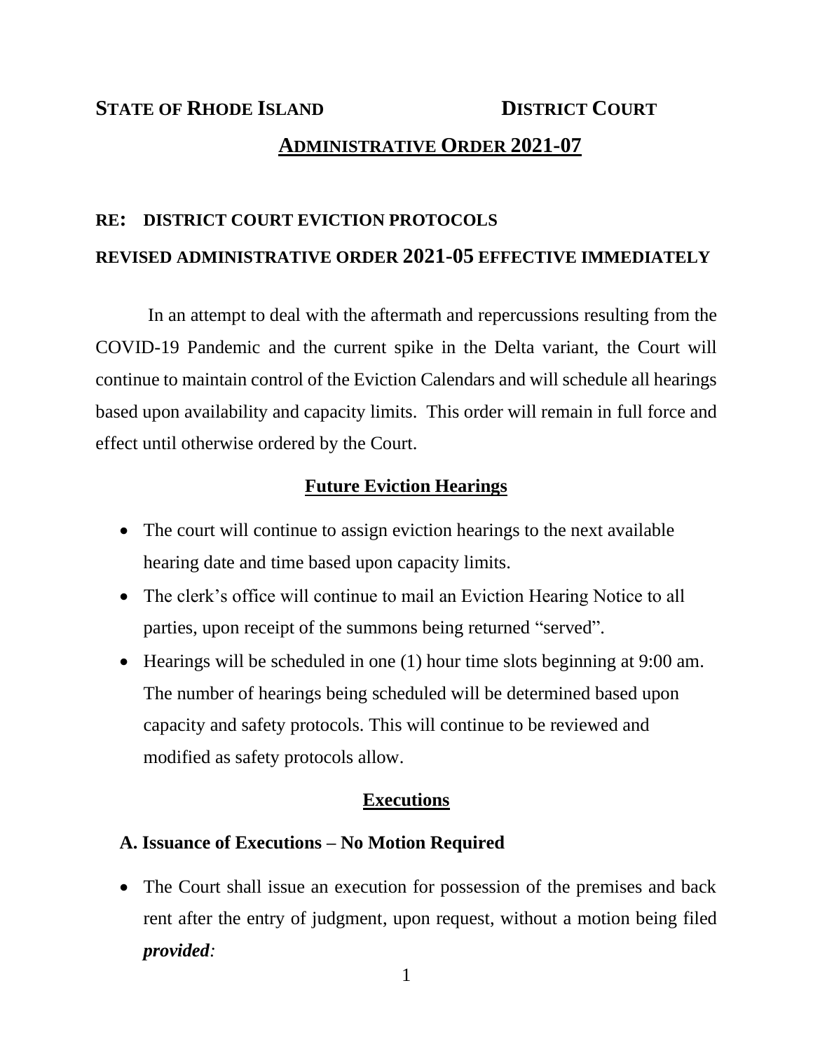**STATE OF RHODE ISLAND** **DISTRICT COURT**

# ADMINISTRATIVE ORDER 2021-07

**RE: DISTRICT COURT EVICTION PROTOCOLS**

**REVISED ADMINISTRATIVE ORDER 2021-05 EFFECTIVE IMMEDIATELY**

In an attempt to deal with the aftermath and repercussions resulting from the COVID-19 Pandemic and the current spike in the Delta variant, the Court will continue to maintain control of the Eviction Calendars and will schedule all hearings based upon availability and capacity limits. This order will remain in full force and effect until otherwise ordered by the Court.

## Future Eviction Hearings

- The court will continue to assign eviction hearings to the next available hearing date and time based upon capacity limits.
- The clerk's office will continue to mail an Eviction Hearing Notice to all parties, upon receipt of the summons being returned "served".
- Hearings will be scheduled in one (1) hour time slots beginning at 9:00 am. The number of hearings being scheduled will be determined based upon capacity and safety protocols. This will continue to be reviewed and modified as safety protocols allow.

## Executions

### A. Issuance of Executions – No Motion Required

- The Court shall issue an execution for possession of the premises and back rent after the entry of judgment, upon request, without a motion being filed ***provided:***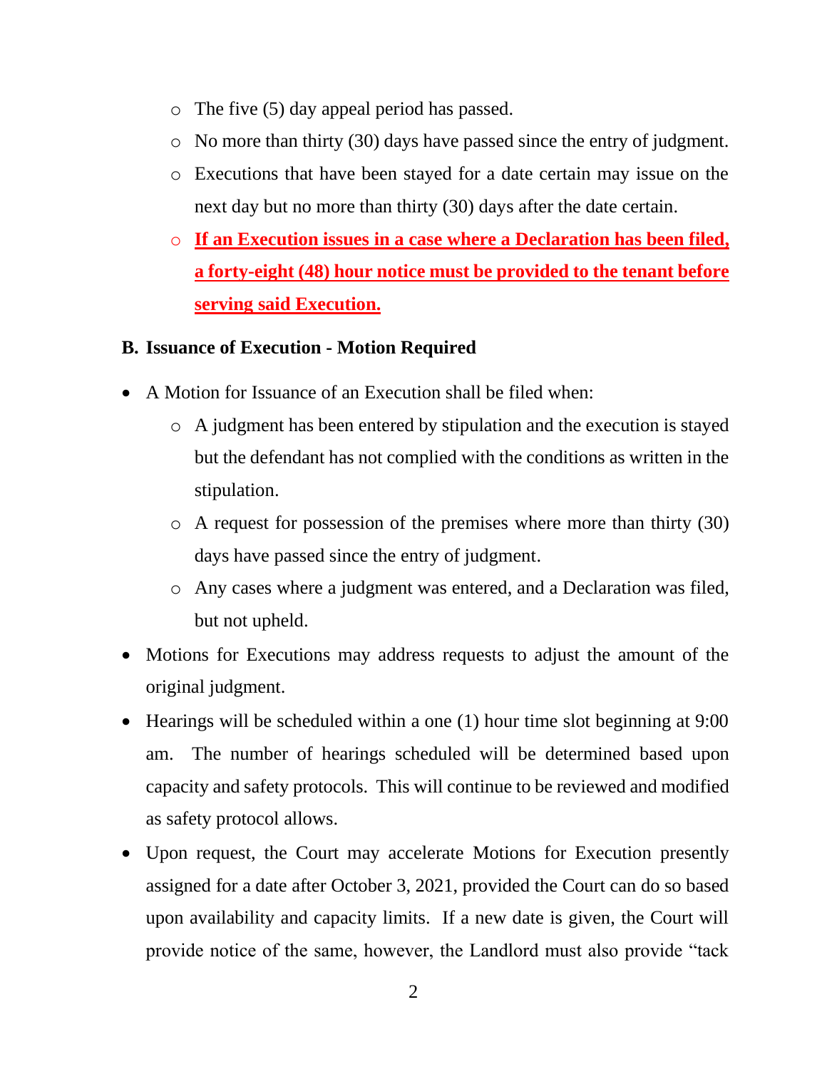- The five (5) day appeal period has passed.
  - No more than thirty (30) days have passed since the entry of judgment.
  - Executions that have been stayed for a date certain may issue on the next day but no more than thirty (30) days after the date certain.
  - **If an Execution issues in a case where a Declaration has been filed, a forty-eight (48) hour notice must be provided to the tenant before serving said Execution.**

**B. Issuance of Execution - Motion Required**

- A Motion for Issuance of an Execution shall be filed when:
  - A judgment has been entered by stipulation and the execution is stayed but the defendant has not complied with the conditions as written in the stipulation.
  - A request for possession of the premises where more than thirty (30) days have passed since the entry of judgment.
  - Any cases where a judgment was entered, and a Declaration was filed, but not upheld.
- Motions for Executions may address requests to adjust the amount of the original judgment.
- Hearings will be scheduled within a one (1) hour time slot beginning at 9:00 am. The number of hearings scheduled will be determined based upon capacity and safety protocols. This will continue to be reviewed and modified as safety protocol allows.
- Upon request, the Court may accelerate Motions for Execution presently assigned for a date after October 3, 2021, provided the Court can do so based upon availability and capacity limits. If a new date is given, the Court will provide notice of the same, however, the Landlord must also provide "tack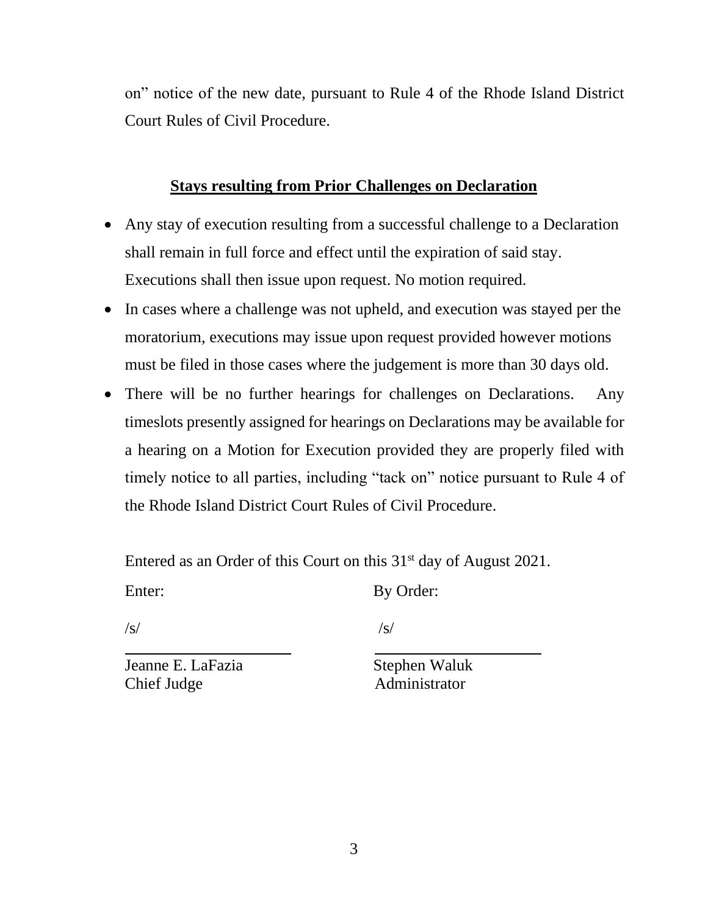on" notice of the new date, pursuant to Rule 4 of the Rhode Island District Court Rules of Civil Procedure.

## Stays resulting from Prior Challenges on Declaration

- Any stay of execution resulting from a successful challenge to a Declaration shall remain in full force and effect until the expiration of said stay. Executions shall then issue upon request. No motion required.
- In cases where a challenge was not upheld, and execution was stayed per the moratorium, executions may issue upon request provided however motions must be filed in those cases where the judgement is more than 30 days old.
- There will be no further hearings for challenges on Declarations. Any timeslots presently assigned for hearings on Declarations may be available for a hearing on a Motion for Execution provided they are properly filed with timely notice to all parties, including "tack on" notice pursuant to Rule 4 of the Rhode Island District Court Rules of Civil Procedure.

Entered as an Order of this Court on this 31st day of August 2021.

Enter:

/s/

Jeanne E. LaFazia
Chief Judge

By Order:

/s/

Stephen Waluk
Administrator